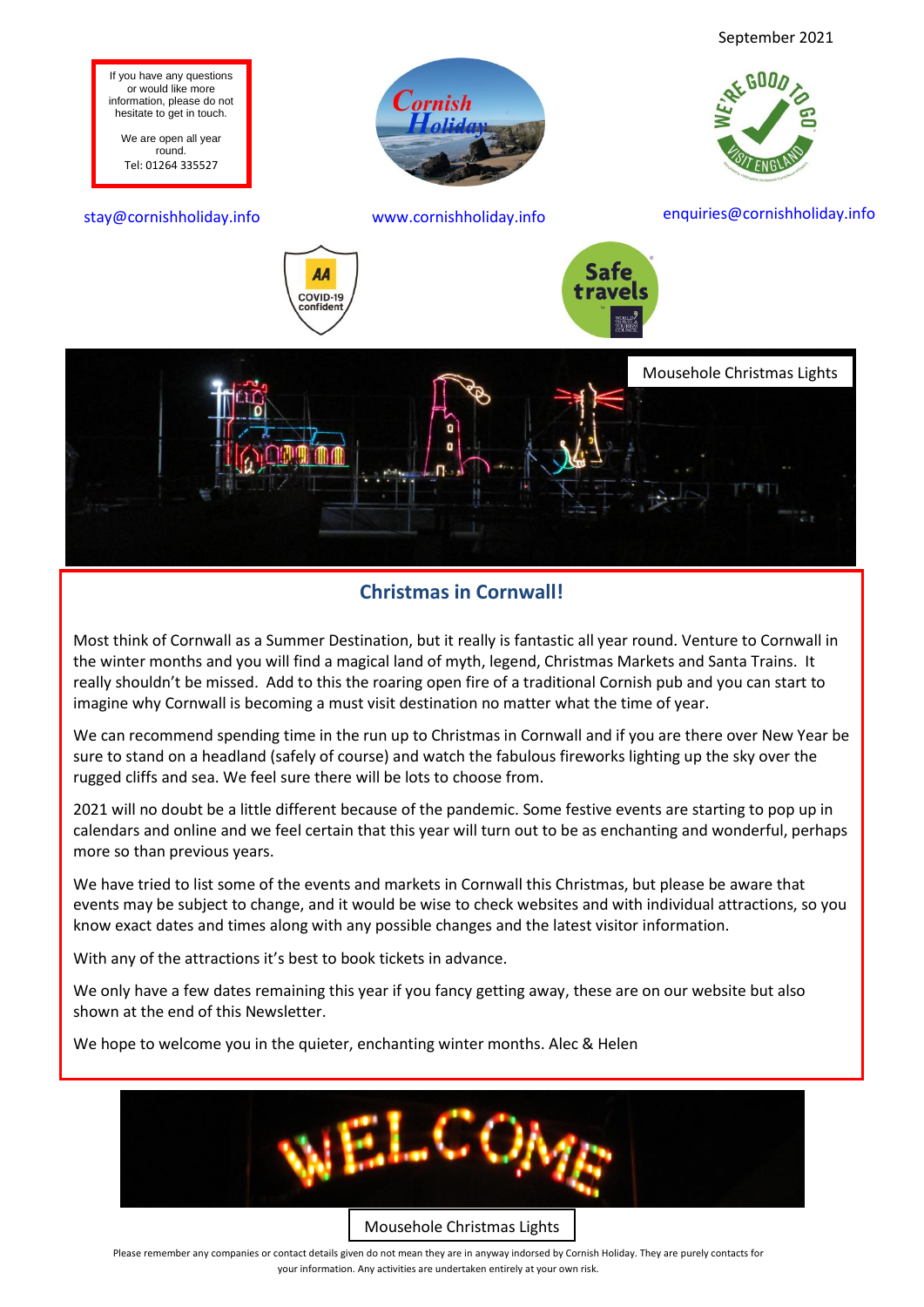September 2021

If you have any questions or would like more information, please do not hesitate to get in touch.

We are open all year round.
Tel: 01264 335527

stay@cornishholiday.info

www.cornishholiday.info

enquiries@cornishholiday.info

Mousehole Christmas Lights

## Christmas in Cornwall!

Most think of Cornwall as a Summer Destination, but it really is fantastic all year round. Venture to Cornwall in the winter months and you will find a magical land of myth, legend, Christmas Markets and Santa Trains. It really shouldn't be missed. Add to this the roaring open fire of a traditional Cornish pub and you can start to imagine why Cornwall is becoming a must visit destination no matter what the time of year.

We can recommend spending time in the run up to Christmas in Cornwall and if you are there over New Year be sure to stand on a headland (safely of course) and watch the fabulous fireworks lighting up the sky over the rugged cliffs and sea. We feel sure there will be lots to choose from.

2021 will no doubt be a little different because of the pandemic. Some festive events are starting to pop up in calendars and online and we feel certain that this year will turn out to be as enchanting and wonderful, perhaps more so than previous years.

We have tried to list some of the events and markets in Cornwall this Christmas, but please be aware that events may be subject to change, and it would be wise to check websites and with individual attractions, so you know exact dates and times along with any possible changes and the latest visitor information.

With any of the attractions it's best to book tickets in advance.

We only have a few dates remaining this year if you fancy getting away, these are on our website but also shown at the end of this Newsletter.

We hope to welcome you in the quieter, enchanting winter months. Alec & Helen

Mousehole Christmas Lights

Please remember any companies or contact details given do not mean they are in anyway indorsed by Cornish Holiday. They are purely contacts for your information. Any activities are undertaken entirely at your own risk.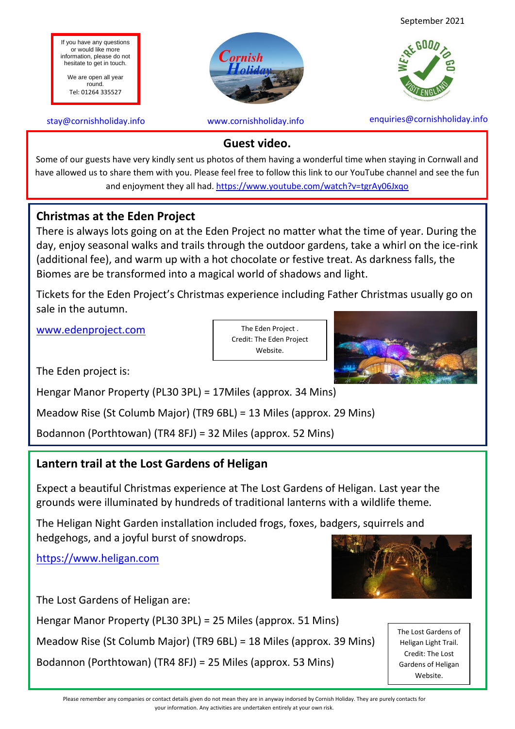September 2021

If you have any questions or would like more information, please do not hesitate to get in touch.

We are open all year round.
Tel: 01264 335527

stay@cornishholiday.info

www.cornishholiday.info

enquiries@cornishholiday.info

## Guest video.

Some of our guests have very kindly sent us photos of them having a wonderful time when staying in Cornwall and have allowed us to share them with you. Please feel free to follow this link to our YouTube channel and see the fun and enjoyment they all had. https://www.youtube.com/watch?v=tgrAy06Jxqo

## Christmas at the Eden Project

There is always lots going on at the Eden Project no matter what the time of year. During the day, enjoy seasonal walks and trails through the outdoor gardens, take a whirl on the ice-rink (additional fee), and warm up with a hot chocolate or festive treat. As darkness falls, the Biomes are be transformed into a magical world of shadows and light.

Tickets for the Eden Project's Christmas experience including Father Christmas usually go on sale in the autumn.

www.edenproject.com

The Eden Project . Credit: The Eden Project Website.

The Eden project is:

Hengar Manor Property (PL30 3PL) = 17Miles (approx. 34 Mins)

Meadow Rise (St Columb Major) (TR9 6BL) = 13 Miles (approx. 29 Mins)

Bodannon (Porthtowan) (TR4 8FJ) = 32 Miles (approx. 52 Mins)

## Lantern trail at the Lost Gardens of Heligan

Expect a beautiful Christmas experience at The Lost Gardens of Heligan. Last year the grounds were illuminated by hundreds of traditional lanterns with a wildlife theme.

The Heligan Night Garden installation included frogs, foxes, badgers, squirrels and hedgehogs, and a joyful burst of snowdrops.

https://www.heligan.com

The Lost Gardens of Heligan are:

Hengar Manor Property (PL30 3PL) = 25 Miles (approx. 51 Mins)

Meadow Rise (St Columb Major) (TR9 6BL) = 18 Miles (approx. 39 Mins)

Bodannon (Porthtowan) (TR4 8FJ) = 25 Miles (approx. 53 Mins)

The Lost Gardens of Heligan Light Trail. Credit: The Lost Gardens of Heligan Website.

Please remember any companies or contact details given do not mean they are in anyway indorsed by Cornish Holiday. They are purely contacts for your information. Any activities are undertaken entirely at your own risk.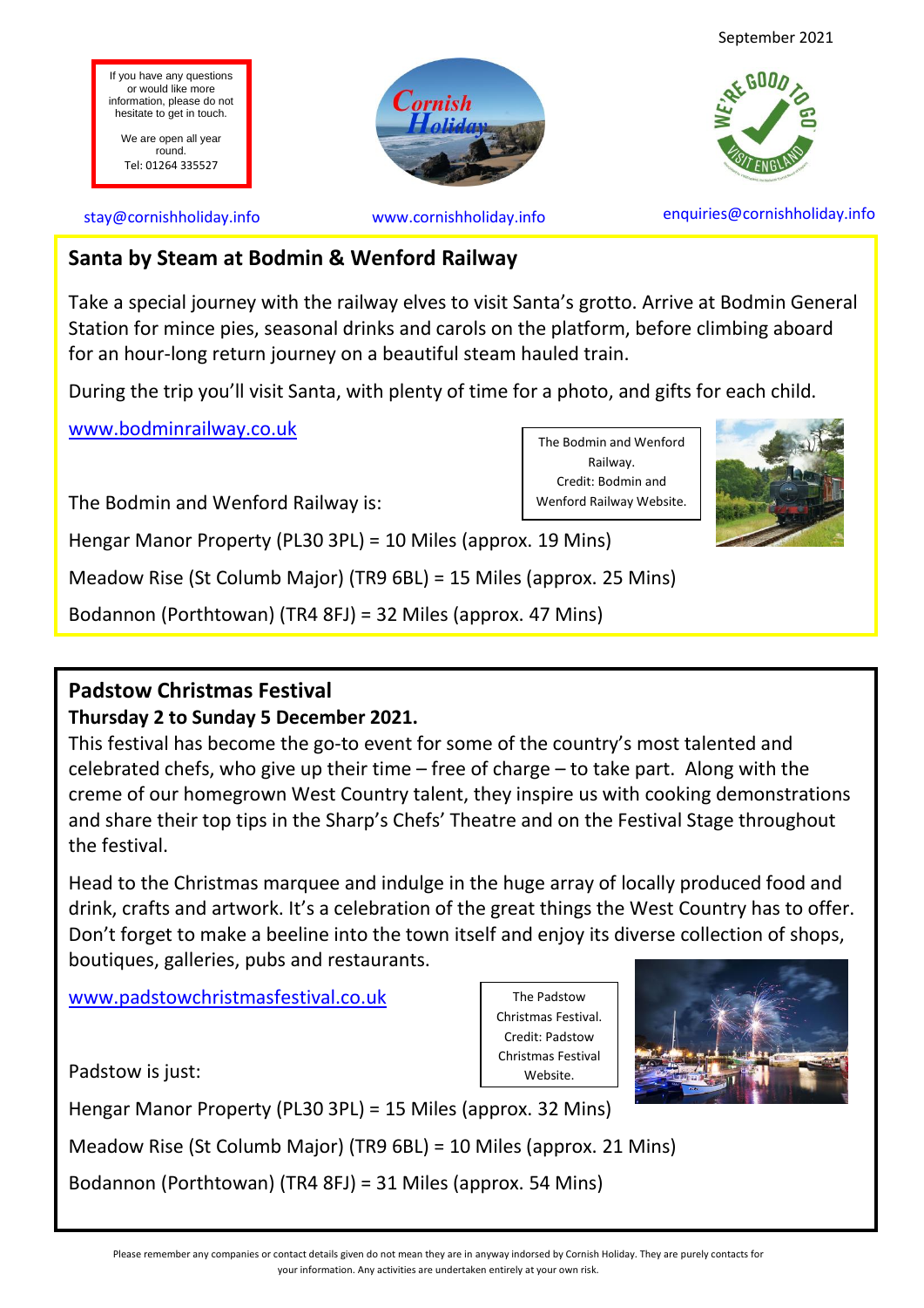September 2021

If you have any questions or would like more information, please do not hesitate to get in touch.

We are open all year round.
Tel: 01264 335527

stay@cornishholiday.info

www.cornishholiday.info

enquiries@cornishholiday.info

## Santa by Steam at Bodmin & Wenford Railway

Take a special journey with the railway elves to visit Santa's grotto. Arrive at Bodmin General Station for mince pies, seasonal drinks and carols on the platform, before climbing aboard for an hour-long return journey on a beautiful steam hauled train.

During the trip you'll visit Santa, with plenty of time for a photo, and gifts for each child.

www.bodminrailway.co.uk

The Bodmin and Wenford Railway. Credit: Bodmin and Wenford Railway Website.

The Bodmin and Wenford Railway is:

Hengar Manor Property (PL30 3PL) = 10 Miles (approx. 19 Mins)

Meadow Rise (St Columb Major) (TR9 6BL) = 15 Miles (approx. 25 Mins)

Bodannon (Porthtowan) (TR4 8FJ) = 32 Miles (approx. 47 Mins)

## Padstow Christmas Festival

**Thursday 2 to Sunday 5 December 2021.**

This festival has become the go-to event for some of the country's most talented and celebrated chefs, who give up their time – free of charge – to take part. Along with the creme of our homegrown West Country talent, they inspire us with cooking demonstrations and share their top tips in the Sharp's Chefs' Theatre and on the Festival Stage throughout the festival.

Head to the Christmas marquee and indulge in the huge array of locally produced food and drink, crafts and artwork. It's a celebration of the great things the West Country has to offer. Don't forget to make a beeline into the town itself and enjoy its diverse collection of shops, boutiques, galleries, pubs and restaurants.

www.padstowchristmasfestival.co.uk

The Padstow Christmas Festival. Credit: Padstow Christmas Festival Website.

Padstow is just:

Hengar Manor Property (PL30 3PL) = 15 Miles (approx. 32 Mins)

Meadow Rise (St Columb Major) (TR9 6BL) = 10 Miles (approx. 21 Mins)

Bodannon (Porthtowan) (TR4 8FJ) = 31 Miles (approx. 54 Mins)

Please remember any companies or contact details given do not mean they are in anyway indorsed by Cornish Holiday. They are purely contacts for your information. Any activities are undertaken entirely at your own risk.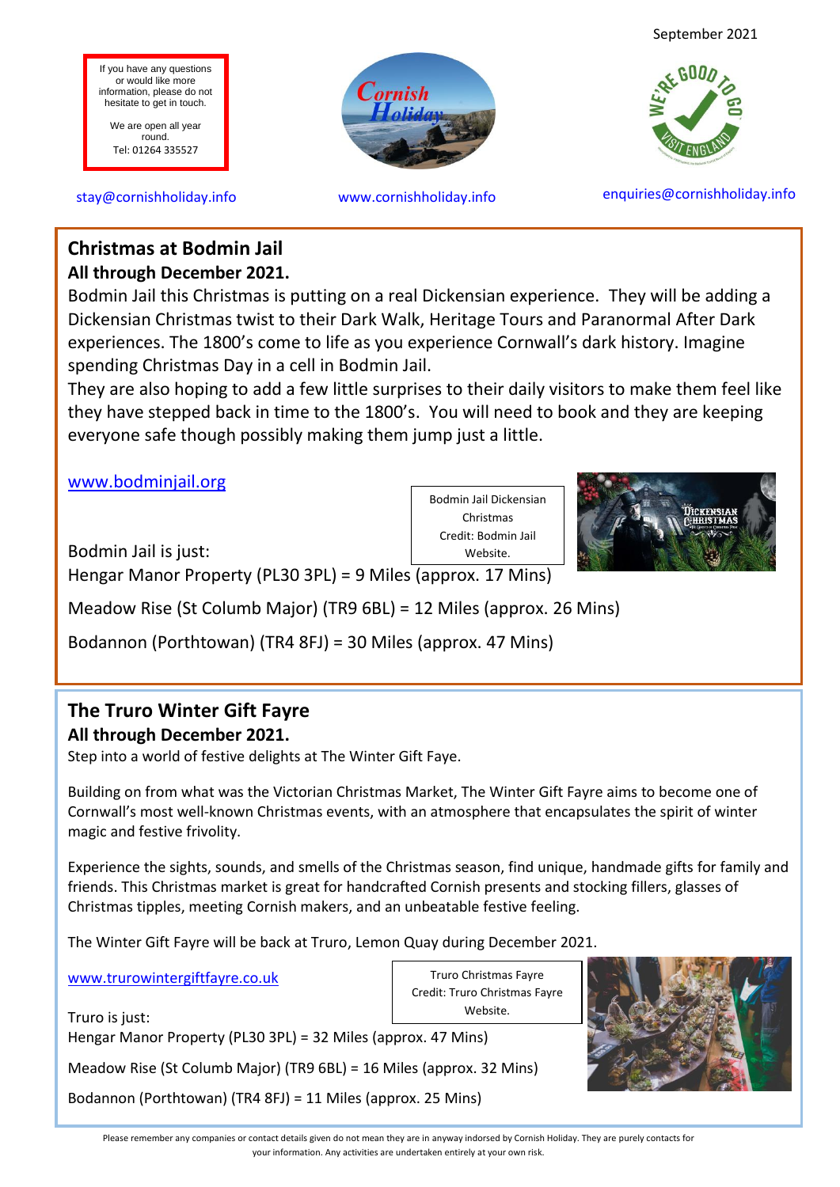September 2021

If you have any questions or would like more information, please do not hesitate to get in touch.

We are open all year round.
Tel: 01264 335527

stay@cornishholiday.info    www.cornishholiday.info    enquiries@cornishholiday.info

## Christmas at Bodmin Jail

**All through December 2021.**

Bodmin Jail this Christmas is putting on a real Dickensian experience. They will be adding a Dickensian Christmas twist to their Dark Walk, Heritage Tours and Paranormal After Dark experiences. The 1800's come to life as you experience Cornwall's dark history. Imagine spending Christmas Day in a cell in Bodmin Jail.

They are also hoping to add a few little surprises to their daily visitors to make them feel like they have stepped back in time to the 1800's. You will need to book and they are keeping everyone safe though possibly making them jump just a little.

www.bodminjail.org

Bodmin Jail Dickensian Christmas
Credit: Bodmin Jail Website.

Bodmin Jail is just:

Hengar Manor Property (PL30 3PL) = 9 Miles (approx. 17 Mins)

Meadow Rise (St Columb Major) (TR9 6BL) = 12 Miles (approx. 26 Mins)

Bodannon (Porthtowan) (TR4 8FJ) = 30 Miles (approx. 47 Mins)

## The Truro Winter Gift Fayre

**All through December 2021.**

Step into a world of festive delights at The Winter Gift Faye.

Building on from what was the Victorian Christmas Market, The Winter Gift Fayre aims to become one of Cornwall's most well-known Christmas events, with an atmosphere that encapsulates the spirit of winter magic and festive frivolity.

Experience the sights, sounds, and smells of the Christmas season, find unique, handmade gifts for family and friends. This Christmas market is great for handcrafted Cornish presents and stocking fillers, glasses of Christmas tipples, meeting Cornish makers, and an unbeatable festive feeling.

The Winter Gift Fayre will be back at Truro, Lemon Quay during December 2021.

www.trurowintergiftfayre.co.uk

Truro Christmas Fayre
Credit: Truro Christmas Fayre Website.

Truro is just:

Hengar Manor Property (PL30 3PL) = 32 Miles (approx. 47 Mins)

Meadow Rise (St Columb Major) (TR9 6BL) = 16 Miles (approx. 32 Mins)

Bodannon (Porthtowan) (TR4 8FJ) = 11 Miles (approx. 25 Mins)

Please remember any companies or contact details given do not mean they are in anyway indorsed by Cornish Holiday. They are purely contacts for your information. Any activities are undertaken entirely at your own risk.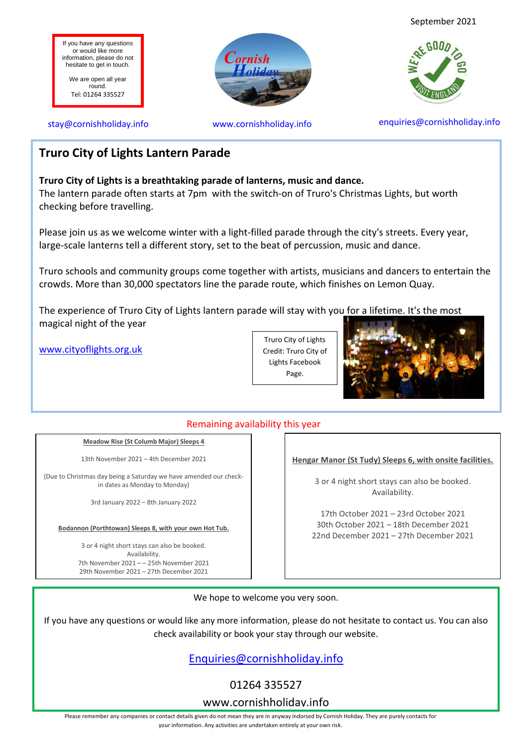September 2021

If you have any questions or would like more information, please do not hesitate to get in touch.

We are open all year round.
Tel: 01264 335527

Cornish Holiday

WE'RE GOOD TO GO
VISIT ENGLAND

stay@cornishholiday.info

www.cornishholiday.info

enquiries@cornishholiday.info

## Truro City of Lights Lantern Parade

**Truro City of Lights is a breathtaking parade of lanterns, music and dance.**
The lantern parade often starts at 7pm with the switch-on of Truro's Christmas Lights, but worth checking before travelling.

Please join us as we welcome winter with a light-filled parade through the city's streets. Every year, large-scale lanterns tell a different story, set to the beat of percussion, music and dance.

Truro schools and community groups come together with artists, musicians and dancers to entertain the crowds. More than 30,000 spectators line the parade route, which finishes on Lemon Quay.

The experience of Truro City of Lights lantern parade will stay with you for a lifetime. It's the most magical night of the year

www.cityoflights.org.uk

Truro City of Lights Credit: Truro City of Lights Facebook Page.

### Remaining availability this year

**Meadow Rise (St Columb Major) Sleeps 4**

13th November 2021 – 4th December 2021

(Due to Christmas day being a Saturday we have amended our check-in dates as Monday to Monday)

3rd January 2022 – 8th January 2022

**Bodannon (Porthtowan) Sleeps 8, with your own Hot Tub.**

3 or 4 night short stays can also be booked.
Availability.
7th November 2021 – – 25th November 2021
29th November 2021 – 27th December 2021

**Hengar Manor (St Tudy) Sleeps 6, with onsite facilities.**

3 or 4 night short stays can also be booked.
Availability.

17th October 2021 – 23rd October 2021
30th October 2021 – 18th December 2021
22nd December 2021 – 27th December 2021

We hope to welcome you very soon.

If you have any questions or would like any more information, please do not hesitate to contact us. You can also check availability or book your stay through our website.

Enquiries@cornishholiday.info

01264 335527

www.cornishholiday.info

Please remember any companies or contact details given do not mean they are in anyway indorsed by Cornish Holiday. They are purely contacts for your information. Any activities are undertaken entirely at your own risk.